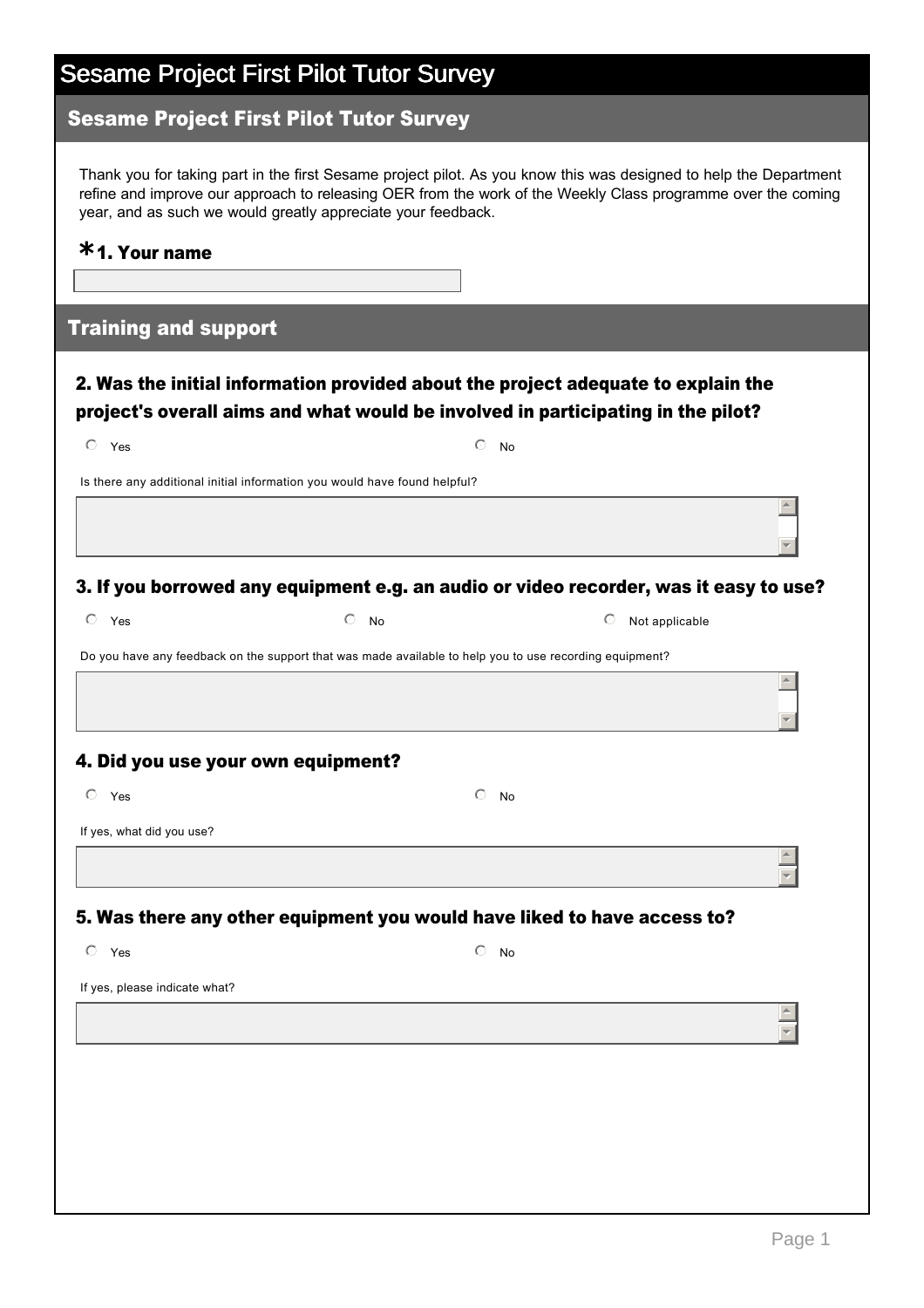# Sesame Project First Pilot Tutor Survey

## Sesame Project First Pilot Tutor Survey

Thank you for taking part in the first Sesame project pilot. As you know this was designed to help the Department refine and improve our approach to releasing OER from the work of the Weekly Class programme over the coming year, and as such we would greatly appreciate your feedback.

### *1. Your name

## Training and support

### 2. Was the initial information provided about the project adequate to explain the project's overall aims and what would be involved in participating in the pilot?

- Yes
- No

Is there any additional initial information you would have found helpful?

### 3. If you borrowed any equipment e.g. an audio or video recorder, was it easy to use?

- Yes
- No
- Not applicable

Do you have any feedback on the support that was made available to help you to use recording equipment?

### 4. Did you use your own equipment?

- Yes
- No

If yes, what did you use?

### 5. Was there any other equipment you would have liked to have access to?

- Yes
- No

If yes, please indicate what?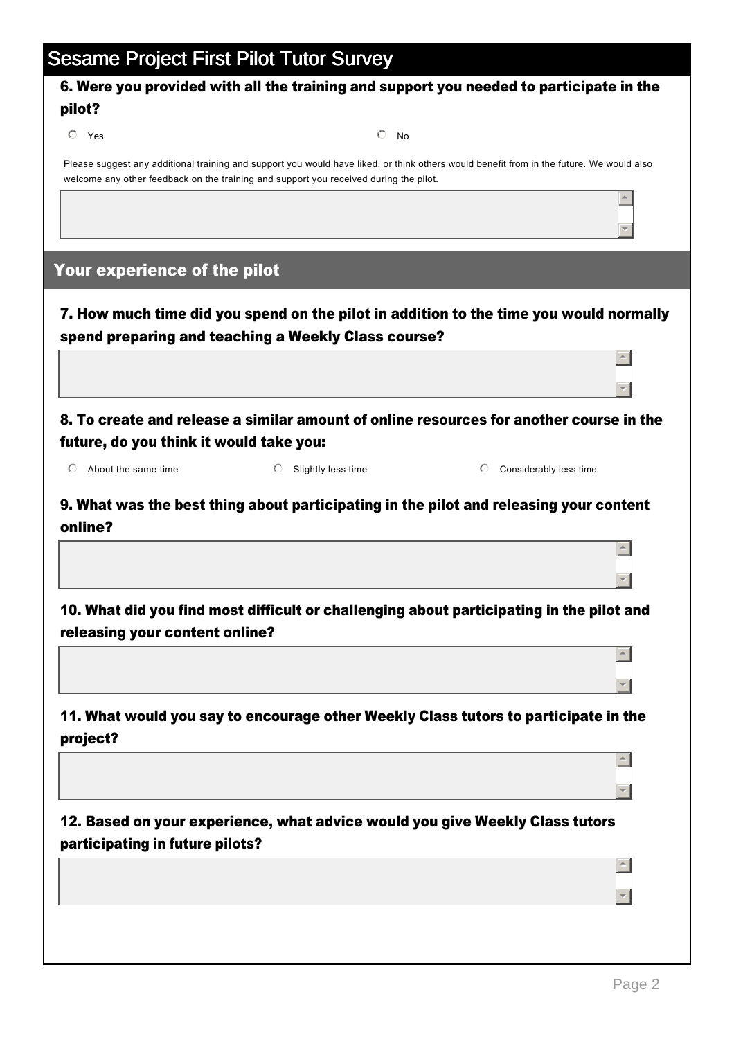# Sesame Project First Pilot Tutor Survey

**6. Were you provided with all the training and support you needed to participate in the pilot?**

- Yes
- No

Please suggest any additional training and support you would have liked, or think others would benefit from in the future. We would also welcome any other feedback on the training and support you received during the pilot.

## Your experience of the pilot

**7. How much time did you spend on the pilot in addition to the time you would normally spend preparing and teaching a Weekly Class course?**

**8. To create and release a similar amount of online resources for another course in the future, do you think it would take you:**

- About the same time
- Slightly less time
- Considerably less time

**9. What was the best thing about participating in the pilot and releasing your content online?**

**10. What did you find most difficult or challenging about participating in the pilot and releasing your content online?**

**11. What would you say to encourage other Weekly Class tutors to participate in the project?**

**12. Based on your experience, what advice would you give Weekly Class tutors participating in future pilots?**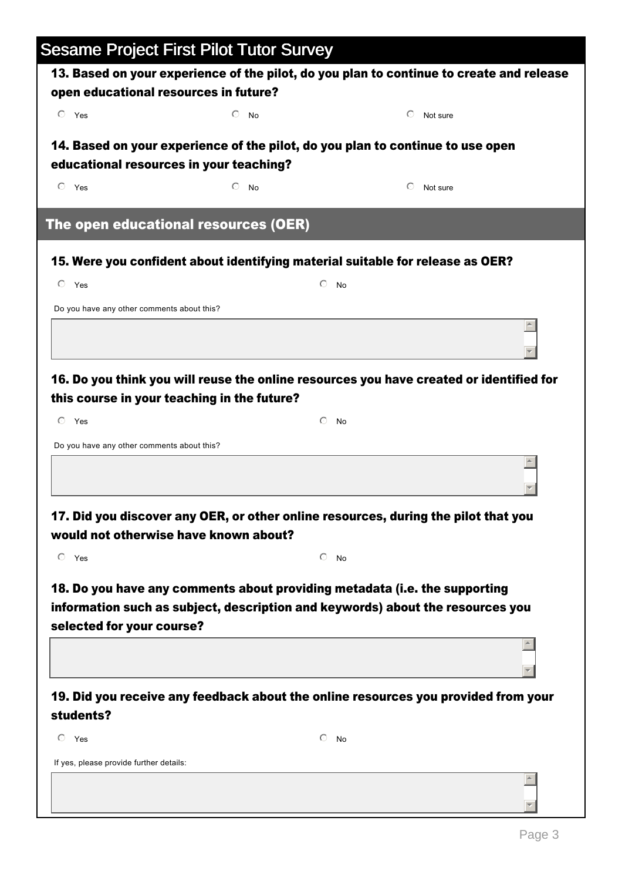# Sesame Project First Pilot Tutor Survey

**13. Based on your experience of the pilot, do you plan to continue to create and release open educational resources in future?**

- Yes
- No
- Not sure

**14. Based on your experience of the pilot, do you plan to continue to use open educational resources in your teaching?**

- Yes
- No
- Not sure

## The open educational resources (OER)

**15. Were you confident about identifying material suitable for release as OER?**

- Yes
- No

Do you have any other comments about this?

**16. Do you think you will reuse the online resources you have created or identified for this course in your teaching in the future?**

- Yes
- No

Do you have any other comments about this?

**17. Did you discover any OER, or other online resources, during the pilot that you would not otherwise have known about?**

- Yes
- No

**18. Do you have any comments about providing metadata (i.e. the supporting information such as subject, description and keywords) about the resources you selected for your course?**

**19. Did you receive any feedback about the online resources you provided from your students?**

- Yes
- No

If yes, please provide further details: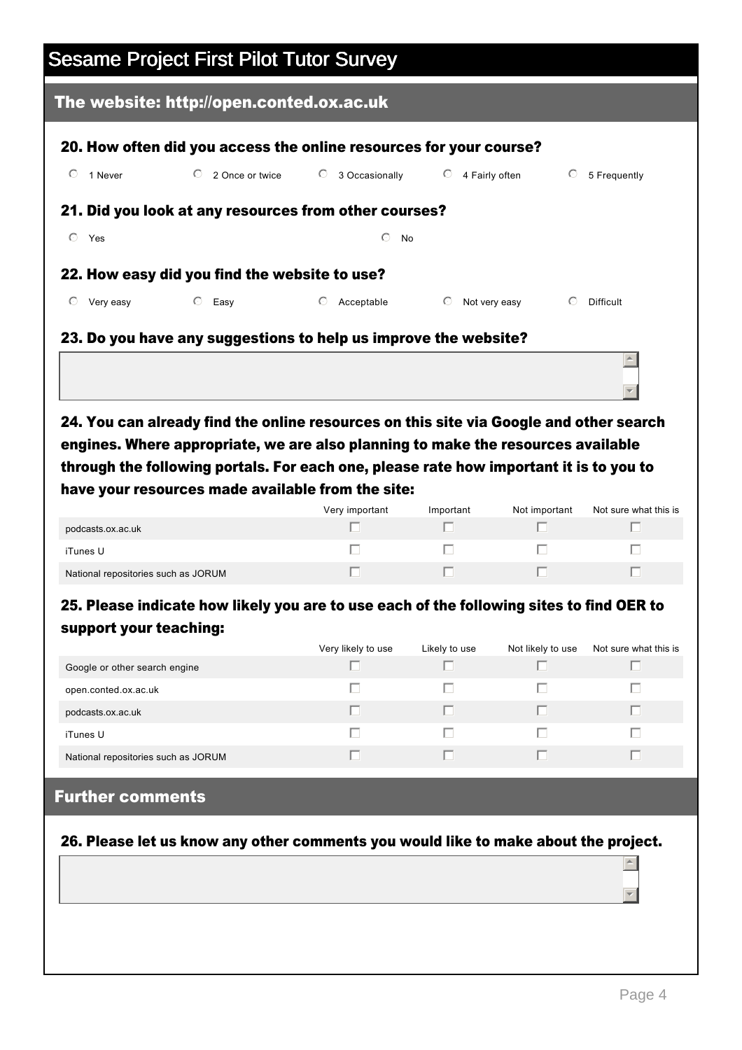# Sesame Project First Pilot Tutor Survey

## The website: http://open.conted.ox.ac.uk

### 20. How often did you access the online resources for your course?

- 1 Never
- 2 Once or twice
- 3 Occasionally
- 4 Fairly often
- 5 Frequently

### 21. Did you look at any resources from other courses?

- Yes
- No

### 22. How easy did you find the website to use?

- Very easy
- Easy
- Acceptable
- Not very easy
- Difficult

### 23. Do you have any suggestions to help us improve the website?

### 24. You can already find the online resources on this site via Google and other search engines. Where appropriate, we are also planning to make the resources available through the following portals. For each one, please rate how important it is to you to have your resources made available from the site:

| | Very important | Important | Not important | Not sure what this is |
|---|---|---|---|---|
| podcasts.ox.ac.uk | | | | |
| iTunes U | | | | |
| National repositories such as JORUM | | | | |

### 25. Please indicate how likely you are to use each of the following sites to find OER to support your teaching:

| | Very likely to use | Likely to use | Not likely to use | Not sure what this is |
|---|---|---|---|---|
| Google or other search engine | | | | |
| open.conted.ox.ac.uk | | | | |
| podcasts.ox.ac.uk | | | | |
| iTunes U | | | | |
| National repositories such as JORUM | | | | |

## Further comments

### 26. Please let us know any other comments you would like to make about the project.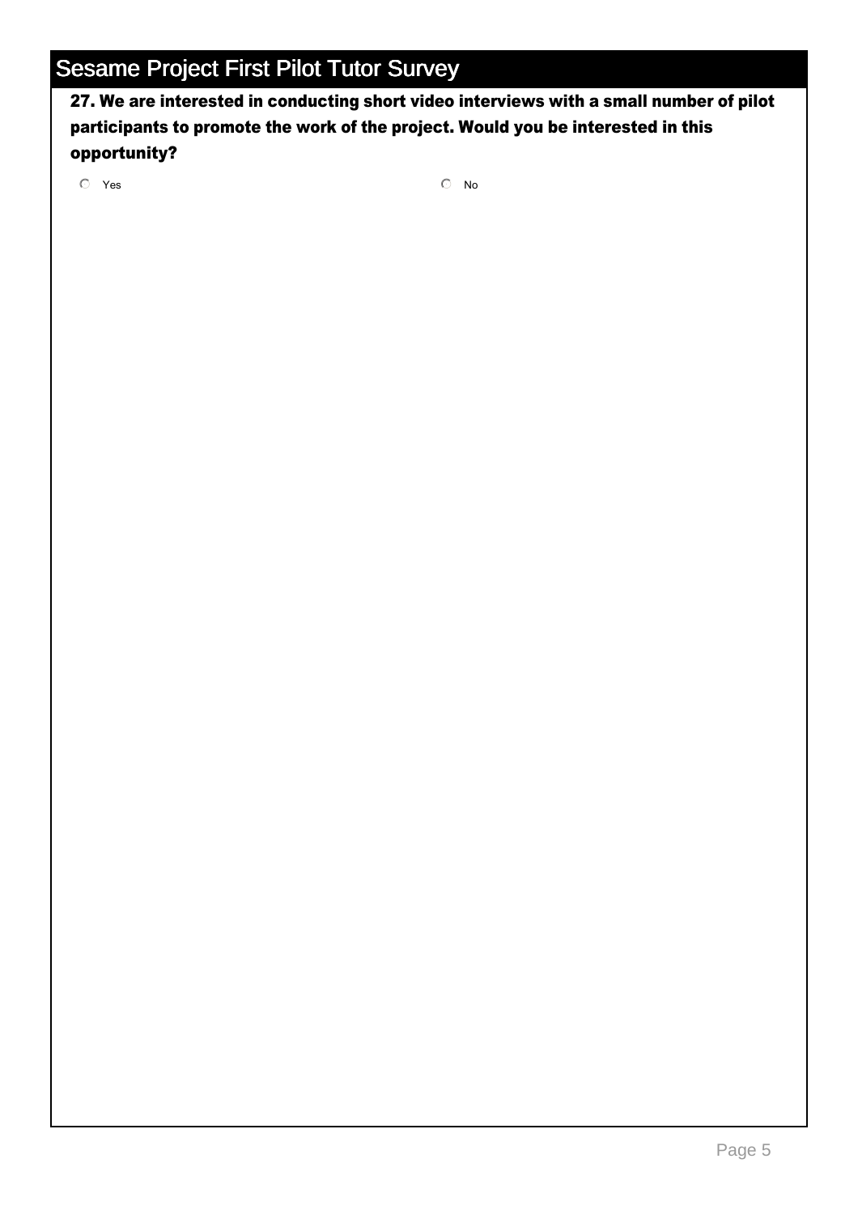# Sesame Project First Pilot Tutor Survey

**27. We are interested in conducting short video interviews with a small number of pilot participants to promote the work of the project. Would you be interested in this opportunity?**

- ○ Yes
- ○ No